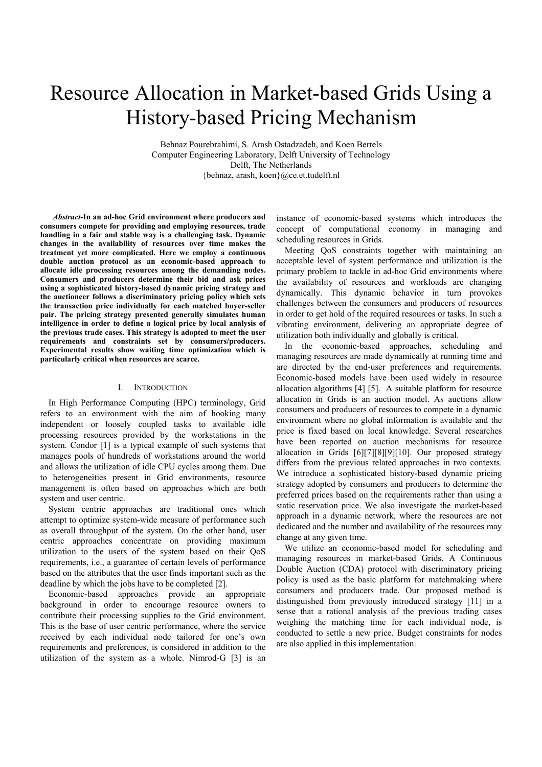# Resource Allocation in Market-based Grids Using a History-based Pricing Mechanism

Behnaz Pourebrahimi, S. Arash Ostadzadeh, and Koen Bertels
Computer Engineering Laboratory, Delft University of Technology
Delft, The Netherlands
{behnaz, arash, koen}@ce.et.tudelft.nl

***Abstract*-In an ad-hoc Grid environment where producers and consumers compete for providing and employing resources, trade handling in a fair and stable way is a challenging task. Dynamic changes in the availability of resources over time makes the treatment yet more complicated. Here we employ a continuous double auction protocol as an economic-based approach to allocate idle processing resources among the demanding nodes. Consumers and producers determine their bid and ask prices using a sophisticated history-based dynamic pricing strategy and the auctioneer follows a discriminatory pricing policy which sets the transaction price individually for each matched buyer-seller pair. The pricing strategy presented generally simulates human intelligence in order to define a logical price by local analysis of the previous trade cases. This strategy is adopted to meet the user requirements and constraints set by consumers/producers. Experimental results show waiting time optimization which is particularly critical when resources are scarce.**

## I. Introduction

In High Performance Computing (HPC) terminology, Grid refers to an environment with the aim of hooking many independent or loosely coupled tasks to available idle processing resources provided by the workstations in the system. Condor [1] is a typical example of such systems that manages pools of hundreds of workstations around the world and allows the utilization of idle CPU cycles among them. Due to heterogeneities present in Grid environments, resource management is often based on approaches which are both system and user centric.

System centric approaches are traditional ones which attempt to optimize system-wide measure of performance such as overall throughput of the system. On the other hand, user centric approaches concentrate on providing maximum utilization to the users of the system based on their QoS requirements, i.e., a guarantee of certain levels of performance based on the attributes that the user finds important such as the deadline by which the jobs have to be completed [2].

Economic-based approaches provide an appropriate background in order to encourage resource owners to contribute their processing supplies to the Grid environment. This is the base of user centric performance, where the service received by each individual node tailored for one's own requirements and preferences, is considered in addition to the utilization of the system as a whole. Nimrod-G [3] is an instance of economic-based systems which introduces the concept of computational economy in managing and scheduling resources in Grids.

Meeting QoS constraints together with maintaining an acceptable level of system performance and utilization is the primary problem to tackle in ad-hoc Grid environments where the availability of resources and workloads are changing dynamically. This dynamic behavior in turn provokes challenges between the consumers and producers of resources in order to get hold of the required resources or tasks. In such a vibrating environment, delivering an appropriate degree of utilization both individually and globally is critical.

In the economic-based approaches, scheduling and managing resources are made dynamically at running time and are directed by the end-user preferences and requirements. Economic-based models have been used widely in resource allocation algorithms [4] [5]. A suitable platform for resource allocation in Grids is an auction model. As auctions allow consumers and producers of resources to compete in a dynamic environment where no global information is available and the price is fixed based on local knowledge. Several researches have been reported on auction mechanisms for resource allocation in Grids [6][7][8][9][10]. Our proposed strategy differs from the previous related approaches in two contexts. We introduce a sophisticated history-based dynamic pricing strategy adopted by consumers and producers to determine the preferred prices based on the requirements rather than using a static reservation price. We also investigate the market-based approach in a dynamic network, where the resources are not dedicated and the number and availability of the resources may change at any given time.

We utilize an economic-based model for scheduling and managing resources in market-based Grids. A Continuous Double Auction (CDA) protocol with discriminatory pricing policy is used as the basic platform for matchmaking where consumers and producers trade. Our proposed method is distinguished from previously introduced strategy [11] in a sense that a rational analysis of the previous trading cases weighing the matching time for each individual node, is conducted to settle a new price. Budget constraints for nodes are also applied in this implementation.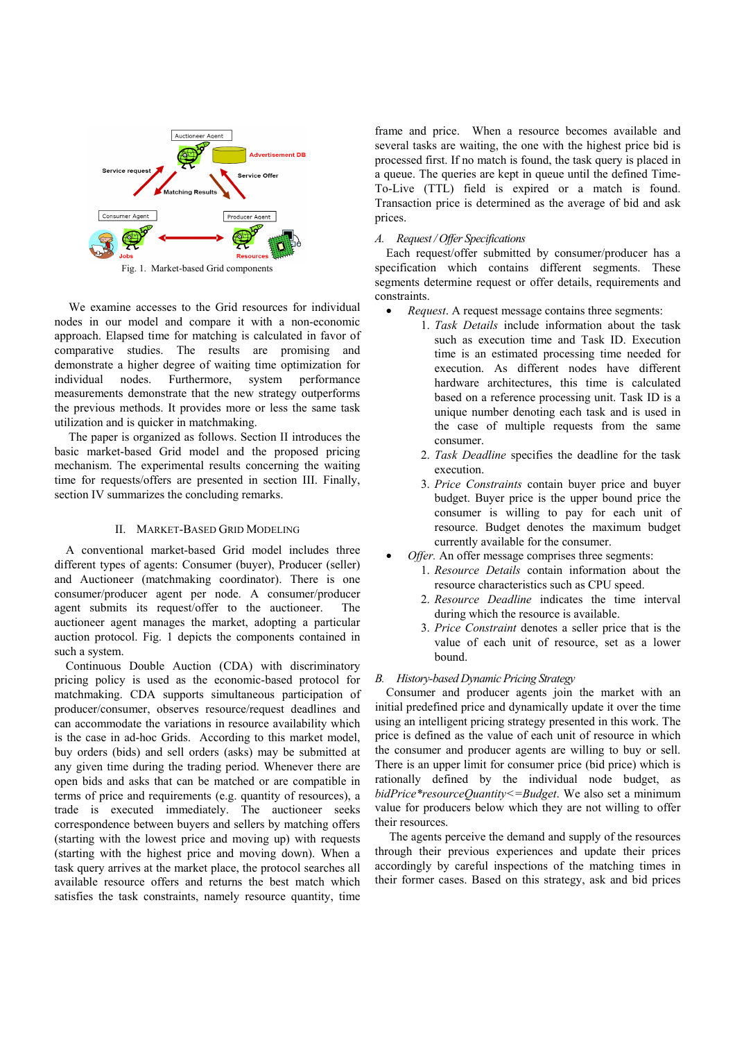Auctioneer Agent

Advertisement DB

Service request

Service Offer

Matching Results

Consumer Agent

Producer Agent

Jobs

Resources

Fig. 1. Market-based Grid components

We examine accesses to the Grid resources for individual nodes in our model and compare it with a non-economic approach. Elapsed time for matching is calculated in favor of comparative studies. The results are promising and demonstrate a higher degree of waiting time optimization for individual nodes. Furthermore, system performance measurements demonstrate that the new strategy outperforms the previous methods. It provides more or less the same task utilization and is quicker in matchmaking.

The paper is organized as follows. Section II introduces the basic market-based Grid model and the proposed pricing mechanism. The experimental results concerning the waiting time for requests/offers are presented in section III. Finally, section IV summarizes the concluding remarks.

## II. MARKET-BASED GRID MODELING

A conventional market-based Grid model includes three different types of agents: Consumer (buyer), Producer (seller) and Auctioneer (matchmaking coordinator). There is one consumer/producer agent per node. A consumer/producer agent submits its request/offer to the auctioneer. The auctioneer agent manages the market, adopting a particular auction protocol. Fig. 1 depicts the components contained in such a system.

Continuous Double Auction (CDA) with discriminatory pricing policy is used as the economic-based protocol for matchmaking. CDA supports simultaneous participation of producer/consumer, observes resource/request deadlines and can accommodate the variations in resource availability which is the case in ad-hoc Grids. According to this market model, buy orders (bids) and sell orders (asks) may be submitted at any given time during the trading period. Whenever there are open bids and asks that can be matched or are compatible in terms of price and requirements (e.g. quantity of resources), a trade is executed immediately. The auctioneer seeks correspondence between buyers and sellers by matching offers (starting with the lowest price and moving up) with requests (starting with the highest price and moving down). When a task query arrives at the market place, the protocol searches all available resource offers and returns the best match which satisfies the task constraints, namely resource quantity, time frame and price. When a resource becomes available and several tasks are waiting, the one with the highest price bid is processed first. If no match is found, the task query is placed in a queue. The queries are kept in queue until the defined Time-To-Live (TTL) field is expired or a match is found. Transaction price is determined as the average of bid and ask prices.

### A. Request / Offer Specifications

Each request/offer submitted by consumer/producer has a specification which contains different segments. These segments determine request or offer details, requirements and constraints.

- *Request*. A request message contains three segments:
  1. *Task Details* include information about the task such as execution time and Task ID. Execution time is an estimated processing time needed for execution. As different nodes have different hardware architectures, this time is calculated based on a reference processing unit. Task ID is a unique number denoting each task and is used in the case of multiple requests from the same consumer.
  2. *Task Deadline* specifies the deadline for the task execution.
  3. *Price Constraints* contain buyer price and buyer budget. Buyer price is the upper bound price the consumer is willing to pay for each unit of resource. Budget denotes the maximum budget currently available for the consumer.
- *Offer*. An offer message comprises three segments:
  1. *Resource Details* contain information about the resource characteristics such as CPU speed.
  2. *Resource Deadline* indicates the time interval during which the resource is available.
  3. *Price Constraint* denotes a seller price that is the value of each unit of resource, set as a lower bound.

### B. History-based Dynamic Pricing Strategy

Consumer and producer agents join the market with an initial predefined price and dynamically update it over the time using an intelligent pricing strategy presented in this work. The price is defined as the value of each unit of resource in which the consumer and producer agents are willing to buy or sell. There is an upper limit for consumer price (bid price) which is rationally defined by the individual node budget, as *bidPrice\*resourceQuantity<=Budget*. We also set a minimum value for producers below which they are not willing to offer their resources.

The agents perceive the demand and supply of the resources through their previous experiences and update their prices accordingly by careful inspections of the matching times in their former cases. Based on this strategy, ask and bid prices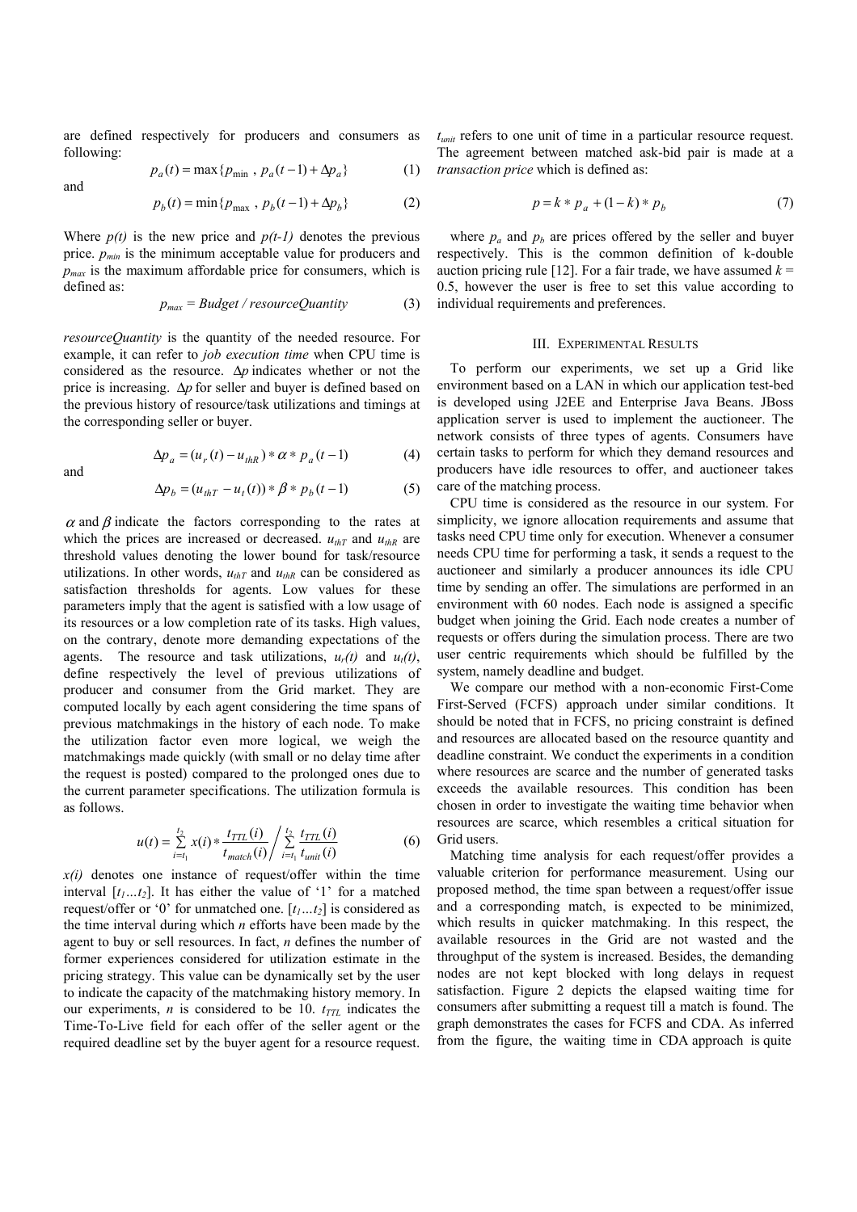are defined respectively for producers and consumers as following:

$$p_a(t) = \max\{p_{\min}\ ,\ p_a(t-1) + \Delta p_a\} \quad (1)$$

and

$$p_b(t) = \min\{p_{\max}\ ,\ p_b(t-1) + \Delta p_b\} \quad (2)$$

Where $p(t)$ is the new price and $p(t\text{-}1)$ denotes the previous price. $p_{min}$ is the minimum acceptable value for producers and $p_{max}$ is the maximum affordable price for consumers, which is defined as:

$$p_{max} = Budget\ /\ resourceQuantity \quad (3)$$

*resourceQuantity* is the quantity of the needed resource. For example, it can refer to *job execution time* when CPU time is considered as the resource. $\Delta p$ indicates whether or not the price is increasing. $\Delta p$ for seller and buyer is defined based on the previous history of resource/task utilizations and timings at the corresponding seller or buyer.

$$\Delta p_a = (u_r(t) - u_{thR}) * \alpha * p_a(t-1) \quad (4)$$

and

$$\Delta p_b = (u_{thT} - u_t(t)) * \beta * p_b(t-1) \quad (5)$$

$\alpha$ and $\beta$ indicate the factors corresponding to the rates at which the prices are increased or decreased. $u_{thT}$ and $u_{thR}$ are threshold values denoting the lower bound for task/resource utilizations. In other words, $u_{thT}$ and $u_{thR}$ can be considered as satisfaction thresholds for agents. Low values for these parameters imply that the agent is satisfied with a low usage of its resources or a low completion rate of its tasks. High values, on the contrary, denote more demanding expectations of the agents. The resource and task utilizations, $u_r(t)$ and $u_t(t)$, define respectively the level of previous utilizations of producer and consumer from the Grid market. They are computed locally by each agent considering the time spans of previous matchmakings in the history of each node. To make the utilization factor even more logical, we weigh the matchmakings made quickly (with small or no delay time after the request is posted) compared to the prolonged ones due to the current parameter specifications. The utilization formula is as follows.

$$u(t) = \sum_{i=t_1}^{t_2} x(i) * \frac{t_{TTL}(i)}{t_{match}(i)} \Bigg/ \sum_{i=t_1}^{t_2} \frac{t_{TTL}(i)}{t_{unit}(i)} \quad (6)$$

$x(i)$ denotes one instance of request/offer within the time interval $[t_1 \ldots t_2]$. It has either the value of '1' for a matched request/offer or '0' for unmatched one. $[t_1 \ldots t_2]$ is considered as the time interval during which $n$ efforts have been made by the agent to buy or sell resources. In fact, $n$ defines the number of former experiences considered for utilization estimate in the pricing strategy. This value can be dynamically set by the user to indicate the capacity of the matchmaking history memory. In our experiments, $n$ is considered to be 10. $t_{TTL}$ indicates the Time-To-Live field for each offer of the seller agent or the required deadline set by the buyer agent for a resource request. $t_{unit}$ refers to one unit of time in a particular resource request. The agreement between matched ask-bid pair is made at a *transaction price* which is defined as:

$$p = k * p_a + (1-k) * p_b \quad (7)$$

where $p_a$ and $p_b$ are prices offered by the seller and buyer respectively. This is the common definition of k-double auction pricing rule [12]. For a fair trade, we have assumed $k = 0.5$, however the user is free to set this value according to individual requirements and preferences.

## III. Experimental Results

To perform our experiments, we set up a Grid like environment based on a LAN in which our application test-bed is developed using J2EE and Enterprise Java Beans. JBoss application server is used to implement the auctioneer. The network consists of three types of agents. Consumers have certain tasks to perform for which they demand resources and producers have idle resources to offer, and auctioneer takes care of the matching process.

CPU time is considered as the resource in our system. For simplicity, we ignore allocation requirements and assume that tasks need CPU time only for execution. Whenever a consumer needs CPU time for performing a task, it sends a request to the auctioneer and similarly a producer announces its idle CPU time by sending an offer. The simulations are performed in an environment with 60 nodes. Each node is assigned a specific budget when joining the Grid. Each node creates a number of requests or offers during the simulation process. There are two user centric requirements which should be fulfilled by the system, namely deadline and budget.

We compare our method with a non-economic First-Come First-Served (FCFS) approach under similar conditions. It should be noted that in FCFS, no pricing constraint is defined and resources are allocated based on the resource quantity and deadline constraint. We conduct the experiments in a condition where resources are scarce and the number of generated tasks exceeds the available resources. This condition has been chosen in order to investigate the waiting time behavior when resources are scarce, which resembles a critical situation for Grid users.

Matching time analysis for each request/offer provides a valuable criterion for performance measurement. Using our proposed method, the time span between a request/offer issue and a corresponding match, is expected to be minimized, which results in quicker matchmaking. In this respect, the available resources in the Grid are not wasted and the throughput of the system is increased. Besides, the demanding nodes are not kept blocked with long delays in request satisfaction. Figure 2 depicts the elapsed waiting time for consumers after submitting a request till a match is found. The graph demonstrates the cases for FCFS and CDA. As inferred from the figure, the waiting time in CDA approach is quite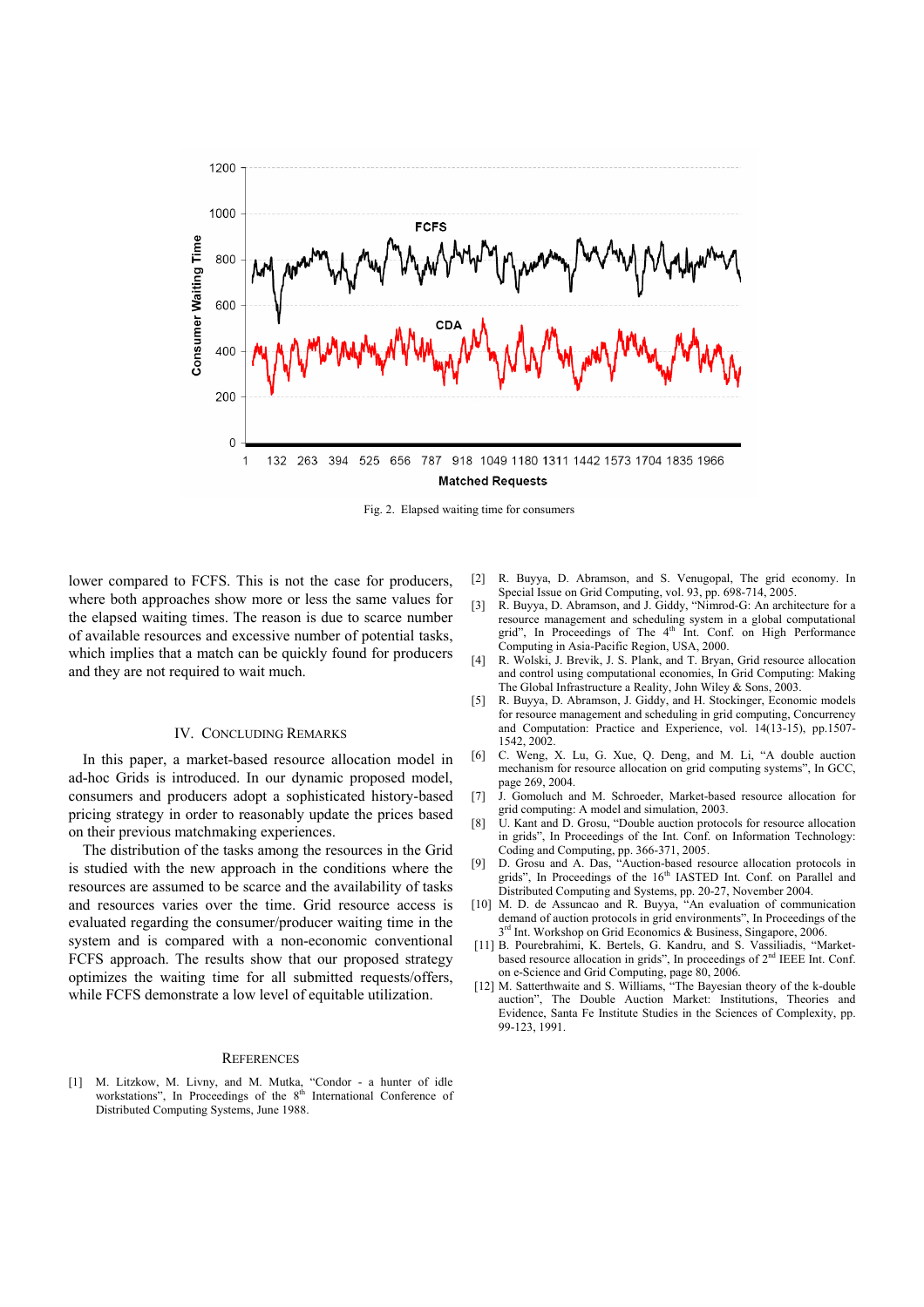1200

1000

800

600

400

200

0

FCFS

CDA

Consumer Waiting Time

1 132 263 394 525 656 787 918 1049 1180 1311 1442 1573 1704 1835 1966

Matched Requests

Fig. 2. Elapsed waiting time for consumers

lower compared to FCFS. This is not the case for producers, where both approaches show more or less the same values for the elapsed waiting times. The reason is due to scarce number of available resources and excessive number of potential tasks, which implies that a match can be quickly found for producers and they are not required to wait much.

## IV. Concluding Remarks

In this paper, a market-based resource allocation model in ad-hoc Grids is introduced. In our dynamic proposed model, consumers and producers adopt a sophisticated history-based pricing strategy in order to reasonably update the prices based on their previous matchmaking experiences.

The distribution of the tasks among the resources in the Grid is studied with the new approach in the conditions where the resources are assumed to be scarce and the availability of tasks and resources varies over the time. Grid resource access is evaluated regarding the consumer/producer waiting time in the system and is compared with a non-economic conventional FCFS approach. The results show that our proposed strategy optimizes the waiting time for all submitted requests/offers, while FCFS demonstrate a low level of equitable utilization.

## References

[1] M. Litzkow, M. Livny, and M. Mutka, "Condor - a hunter of idle workstations", In Proceedings of the 8th International Conference of Distributed Computing Systems, June 1988.

[2] R. Buyya, D. Abramson, and S. Venugopal, The grid economy. In Special Issue on Grid Computing, vol. 93, pp. 698-714, 2005.

[3] R. Buyya, D. Abramson, and J. Giddy, "Nimrod-G: An architecture for a resource management and scheduling system in a global computational grid", In Proceedings of The 4th Int. Conf. on High Performance Computing in Asia-Pacific Region, USA, 2000.

[4] R. Wolski, J. Brevik, J. S. Plank, and T. Bryan, Grid resource allocation and control using computational economies, In Grid Computing: Making The Global Infrastructure a Reality, John Wiley & Sons, 2003.

[5] R. Buyya, D. Abramson, J. Giddy, and H. Stockinger, Economic models for resource management and scheduling in grid computing, Concurrency and Computation: Practice and Experience, vol. 14(13-15), pp.1507-1542, 2002.

[6] C. Weng, X. Lu, G. Xue, Q. Deng, and M. Li, "A double auction mechanism for resource allocation on grid computing systems", In GCC, page 269, 2004.

[7] J. Gomoluch and M. Schroeder, Market-based resource allocation for grid computing: A model and simulation, 2003.

[8] U. Kant and D. Grosu, "Double auction protocols for resource allocation in grids", In Proceedings of the Int. Conf. on Information Technology: Coding and Computing, pp. 366-371, 2005.

[9] D. Grosu and A. Das, "Auction-based resource allocation protocols in grids", In Proceedings of the 16th IASTED Int. Conf. on Parallel and Distributed Computing and Systems, pp. 20-27, November 2004.

[10] M. D. de Assuncao and R. Buyya, "An evaluation of communication demand of auction protocols in grid environments", In Proceedings of the 3rd Int. Workshop on Grid Economics & Business, Singapore, 2006.

[11] B. Pourebrahimi, K. Bertels, G. Kandru, and S. Vassiliadis, "Market-based resource allocation in grids", In proceedings of 2nd IEEE Int. Conf. on e-Science and Grid Computing, page 80, 2006.

[12] M. Satterthwaite and S. Williams, "The Bayesian theory of the k-double auction", The Double Auction Market: Institutions, Theories and Evidence, Santa Fe Institute Studies in the Sciences of Complexity, pp. 99-123, 1991.